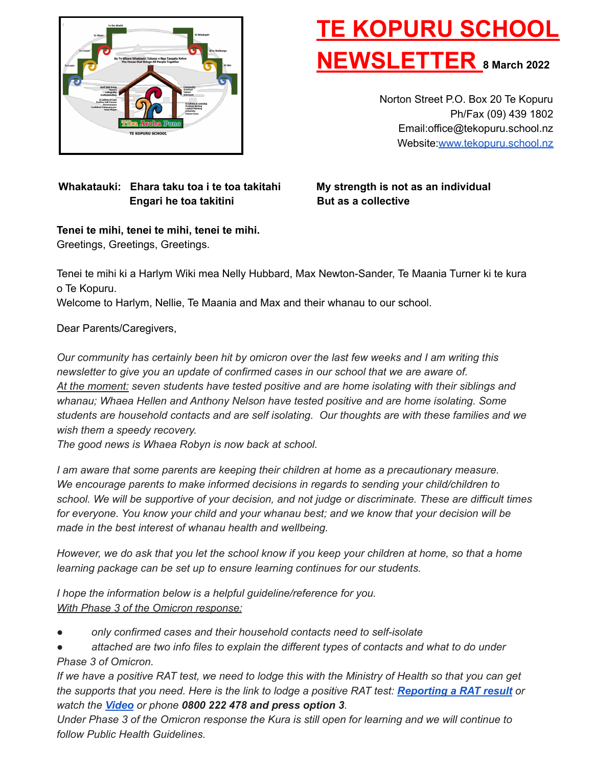# TE KOPURU SCHOOL NEWSLETTER

**8 March 2022**

Norton Street P.O. Box 20 Te Kopuru
Ph/Fax (09) 439 1802
Email:office@tekopuru.school.nz
Website:www.tekopuru.school.nz

**Whakatauki: Ehara taku toa i te toa takitahi**
**Engari he toa takitini**

**My strength is not as an individual**
**But as a collective**

**Tenei te mihi, tenei te mihi, tenei te mihi.**
Greetings, Greetings, Greetings.

Tenei te mihi ki a Harlym Wiki mea Nelly Hubbard, Max Newton-Sander, Te Maania Turner ki te kura o Te Kopuru.
Welcome to Harlym, Nellie, Te Maania and Max and their whanau to our school.

Dear Parents/Caregivers,

*Our community has certainly been hit by omicron over the last few weeks and I am writing this newsletter to give you an update of confirmed cases in our school that we are aware of.*
*At the moment: seven students have tested positive and are home isolating with their siblings and whanau; Whaea Hellen and Anthony Nelson have tested positive and are home isolating. Some students are household contacts and are self isolating. Our thoughts are with these families and we wish them a speedy recovery.*
*The good news is Whaea Robyn is now back at school.*

*I am aware that some parents are keeping their children at home as a precautionary measure. We encourage parents to make informed decisions in regards to sending your child/children to school. We will be supportive of your decision, and not judge or discriminate. These are difficult times for everyone. You know your child and your whanau best; and we know that your decision will be made in the best interest of whanau health and wellbeing.*

*However, we do ask that you let the school know if you keep your children at home, so that a home learning package can be set up to ensure learning continues for our students.*

*I hope the information below is a helpful guideline/reference for you.*
*With Phase 3 of the Omicron response:*

- *only confirmed cases and their household contacts need to self-isolate*
- *attached are two info files to explain the different types of contacts and what to do under Phase 3 of Omicron.*

*If we have a positive RAT test, we need to lodge this with the Ministry of Health so that you can get the supports that you need. Here is the link to lodge a positive RAT test:* ***Reporting a RAT result*** *or watch the* ***Video*** *or phone* ***0800 222 478 and press option 3****.*
*Under Phase 3 of the Omicron response the Kura is still open for learning and we will continue to follow Public Health Guidelines.*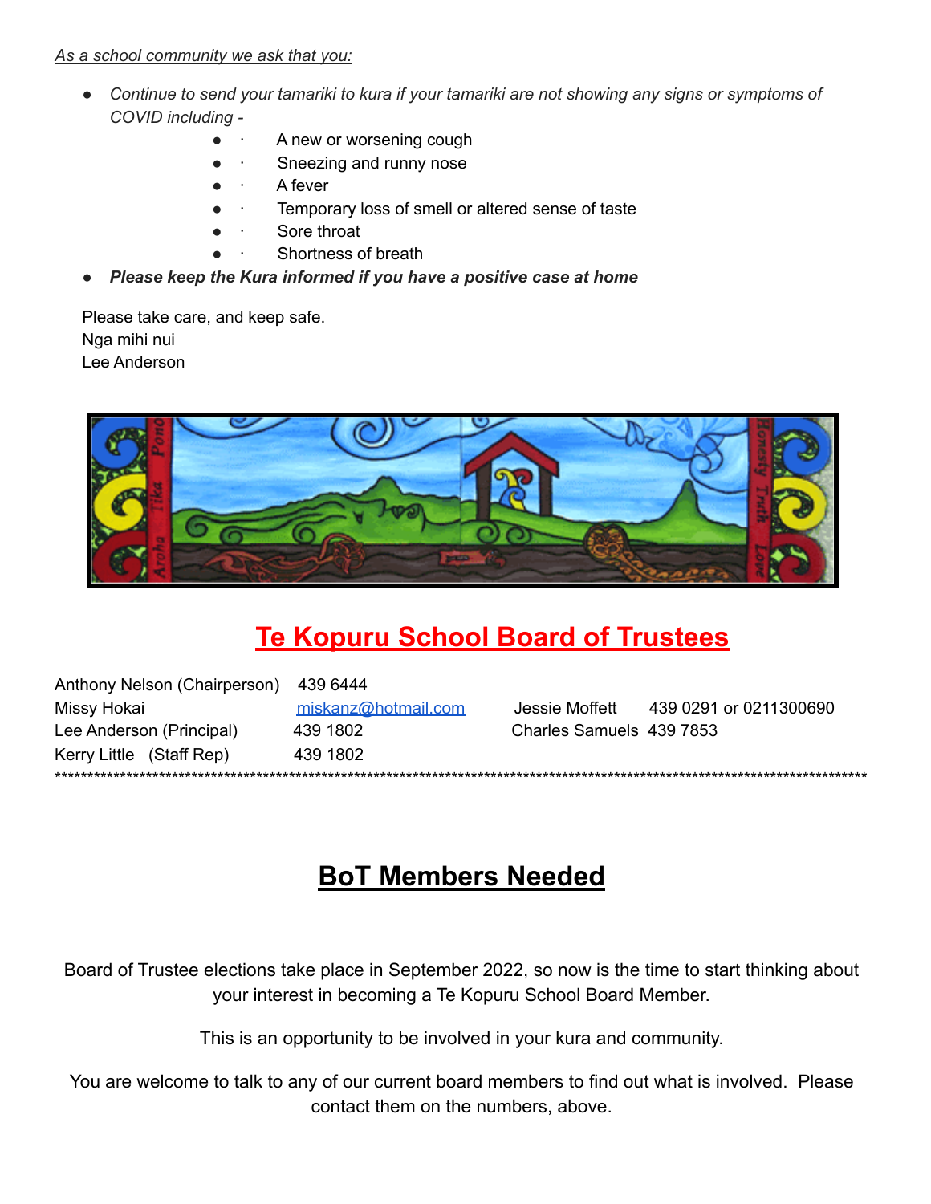*As a school community we ask that you:*

- *Continue to send your tamariki to kura if your tamariki are not showing any signs or symptoms of COVID including -*
  - A new or worsening cough
  - Sneezing and runny nose
  - A fever
  - Temporary loss of smell or altered sense of taste
  - Sore throat
  - Shortness of breath
- ***Please keep the Kura informed if you have a positive case at home***

Please take care, and keep safe.
Nga mihi nui
Lee Anderson

# Te Kopuru School Board of Trustees

| | | | |
|---|---|---|---|
| Anthony Nelson (Chairperson) | 439 6444 | | |
| Missy Hokai | miskanz@hotmail.com | Jessie Moffett | 439 0291 or 0211300690 |
| Lee Anderson (Principal) | 439 1802 | Charles Samuels | 439 7853 |
| Kerry Little (Staff Rep) | 439 1802 | | |

******************************************************************************************

# BoT Members Needed

Board of Trustee elections take place in September 2022, so now is the time to start thinking about your interest in becoming a Te Kopuru School Board Member.

This is an opportunity to be involved in your kura and community.

You are welcome to talk to any of our current board members to find out what is involved. Please contact them on the numbers, above.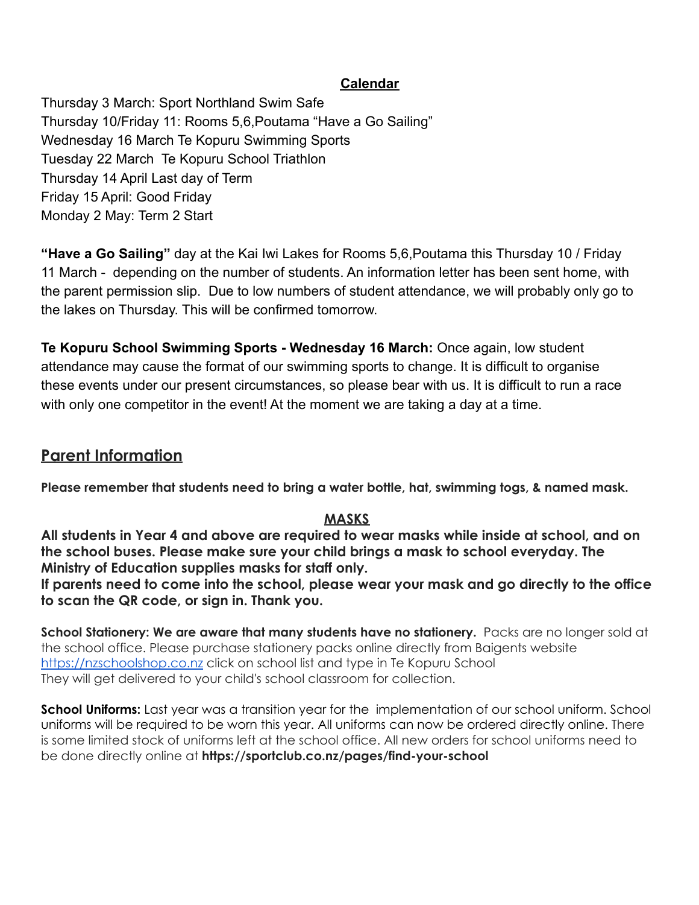## Calendar

Thursday 3 March: Sport Northland Swim Safe
Thursday 10/Friday 11: Rooms 5,6,Poutama "Have a Go Sailing"
Wednesday 16 March Te Kopuru Swimming Sports
Tuesday 22 March Te Kopuru School Triathlon
Thursday 14 April Last day of Term
Friday 15 April: Good Friday
Monday 2 May: Term 2 Start

**"Have a Go Sailing"** day at the Kai Iwi Lakes for Rooms 5,6,Poutama this Thursday 10 / Friday 11 March - depending on the number of students. An information letter has been sent home, with the parent permission slip. Due to low numbers of student attendance, we will probably only go to the lakes on Thursday. This will be confirmed tomorrow.

**Te Kopuru School Swimming Sports - Wednesday 16 March:** Once again, low student attendance may cause the format of our swimming sports to change. It is difficult to organise these events under our present circumstances, so please bear with us. It is difficult to run a race with only one competitor in the event! At the moment we are taking a day at a time.

## Parent Information

**Please remember that students need to bring a water bottle, hat, swimming togs, & named mask.**

### MASKS

**All students in Year 4 and above are required to wear masks while inside at school, and on the school buses. Please make sure your child brings a mask to school everyday. The Ministry of Education supplies masks for staff only.**
**If parents need to come into the school, please wear your mask and go directly to the office to scan the QR code, or sign in. Thank you.**

**School Stationery: We are aware that many students have no stationery.** Packs are no longer sold at the school office. Please purchase stationery packs online directly from Baigents website https://nzschoolshop.co.nz click on school list and type in Te Kopuru School
They will get delivered to your child's school classroom for collection.

**School Uniforms:** Last year was a transition year for the implementation of our school uniform. School uniforms will be required to be worn this year. All uniforms can now be ordered directly online. There is some limited stock of uniforms left at the school office. All new orders for school uniforms need to be done directly online at **https://sportclub.co.nz/pages/find-your-school**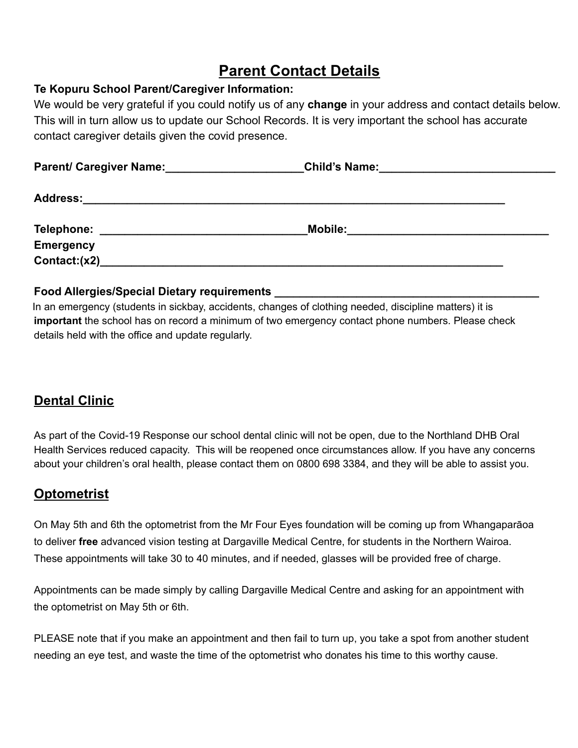# Parent Contact Details

**Te Kopuru School Parent/Caregiver Information:**

We would be very grateful if you could notify us of any **change** in your address and contact details below. This will in turn allow us to update our School Records. It is very important the school has accurate contact caregiver details given the covid presence.

**Parent/ Caregiver Name:**______________________**Child's Name:**____________________________

**Address:**_____________________________________________________________________

**Telephone:** _________________________________**Mobile:**________________________________

**Emergency Contact:(x2)**_________________________________________________________________

**Food Allergies/Special Dietary requirements** ___________________________________________

In an emergency (students in sickbay, accidents, changes of clothing needed, discipline matters) it is **important** the school has on record a minimum of two emergency contact phone numbers. Please check details held with the office and update regularly.

## Dental Clinic

As part of the Covid-19 Response our school dental clinic will not be open, due to the Northland DHB Oral Health Services reduced capacity. This will be reopened once circumstances allow. If you have any concerns about your children's oral health, please contact them on 0800 698 3384, and they will be able to assist you.

## Optometrist

On May 5th and 6th the optometrist from the Mr Four Eyes foundation will be coming up from Whangaparāoa to deliver **free** advanced vision testing at Dargaville Medical Centre, for students in the Northern Wairoa. These appointments will take 30 to 40 minutes, and if needed, glasses will be provided free of charge.

Appointments can be made simply by calling Dargaville Medical Centre and asking for an appointment with the optometrist on May 5th or 6th.

PLEASE note that if you make an appointment and then fail to turn up, you take a spot from another student needing an eye test, and waste the time of the optometrist who donates his time to this worthy cause.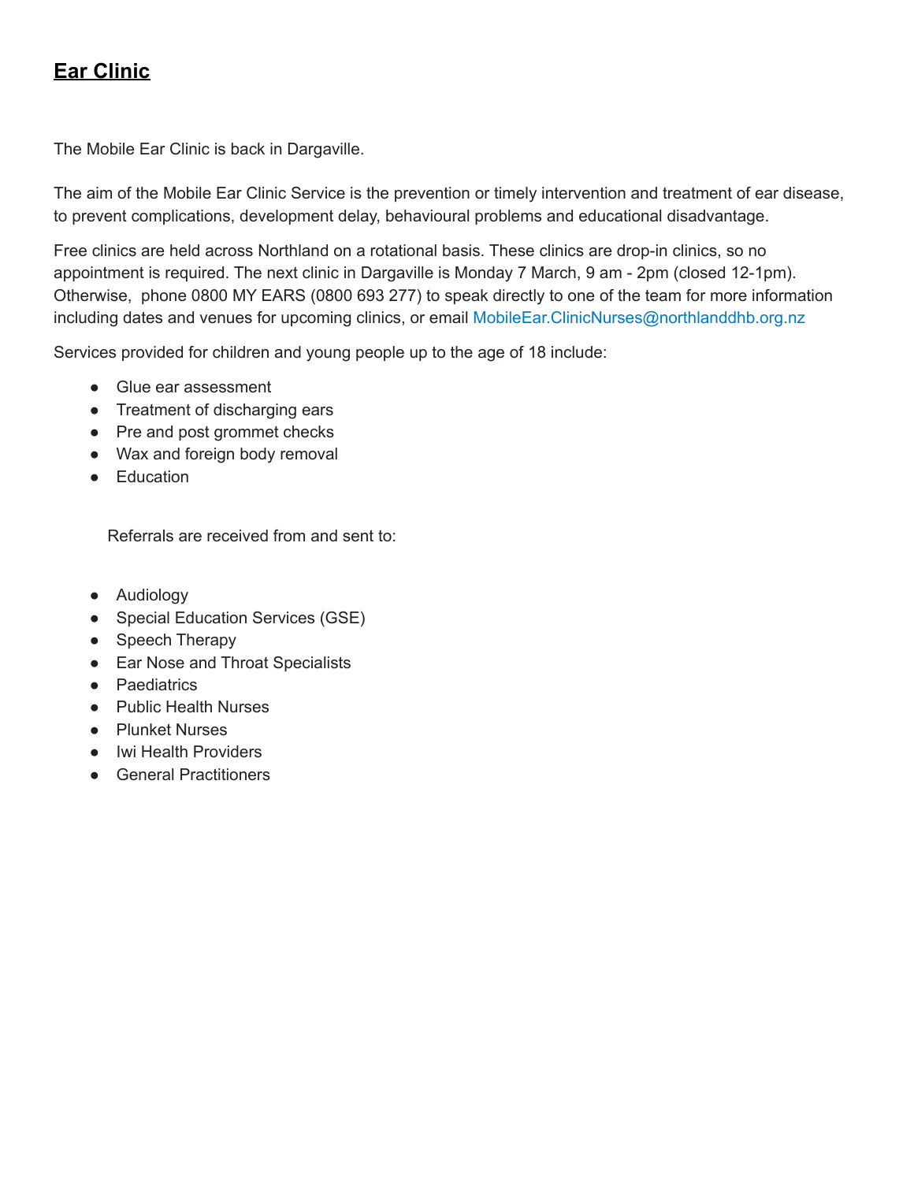# **Ear Clinic**

The Mobile Ear Clinic is back in Dargaville.

The aim of the Mobile Ear Clinic Service is the prevention or timely intervention and treatment of ear disease, to prevent complications, development delay, behavioural problems and educational disadvantage.

Free clinics are held across Northland on a rotational basis. These clinics are drop-in clinics, so no appointment is required. The next clinic in Dargaville is Monday 7 March, 9 am - 2pm (closed 12-1pm). Otherwise, phone 0800 MY EARS (0800 693 277) to speak directly to one of the team for more information including dates and venues for upcoming clinics, or email MobileEar.ClinicNurses@northlanddhb.org.nz

Services provided for children and young people up to the age of 18 include:

- Glue ear assessment
- Treatment of discharging ears
- Pre and post grommet checks
- Wax and foreign body removal
- Education

Referrals are received from and sent to:

- Audiology
- Special Education Services (GSE)
- Speech Therapy
- Ear Nose and Throat Specialists
- Paediatrics
- Public Health Nurses
- Plunket Nurses
- Iwi Health Providers
- General Practitioners